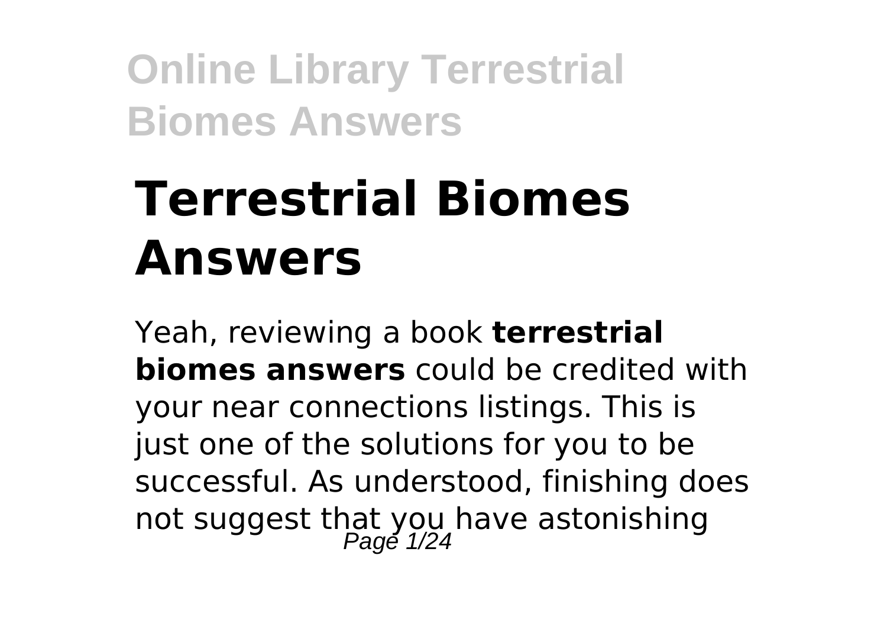# Terrestrial Biomes Answers

Yeah, reviewing a book **terrestrial biomes answers** could be credited with your near connections listings. This is just one of the solutions for you to be successful. As understood, finishing does not suggest that you have astonishing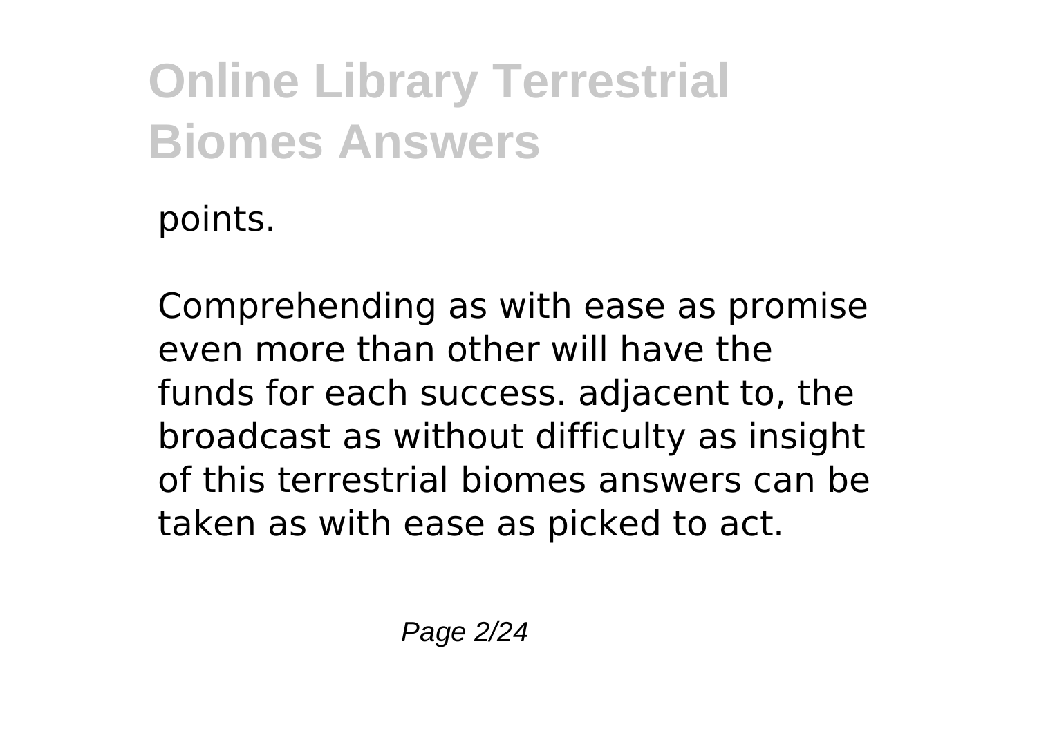points.

Comprehending as with ease as promise even more than other will have the funds for each success. adjacent to, the broadcast as without difficulty as insight of this terrestrial biomes answers can be taken as with ease as picked to act.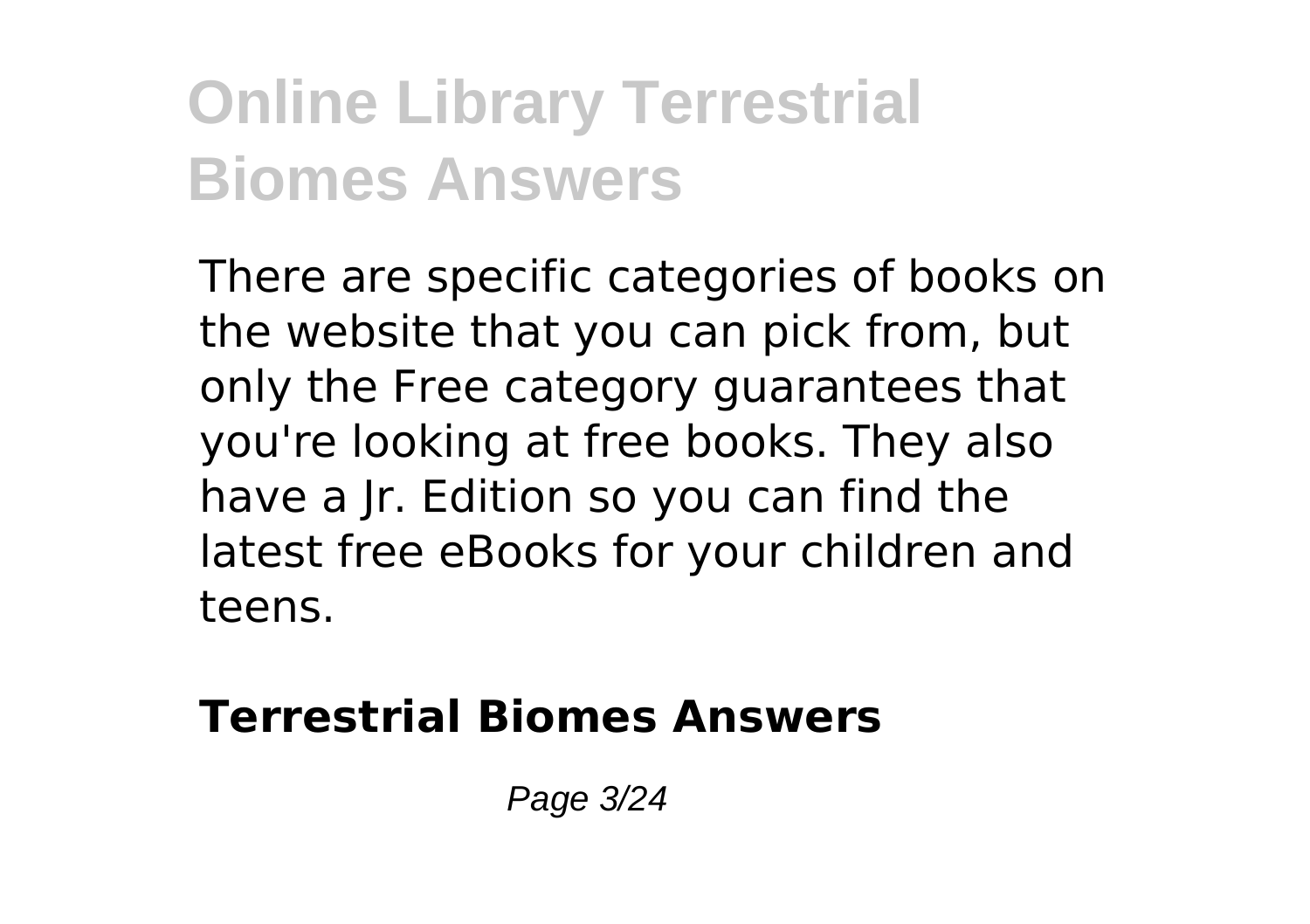There are specific categories of books on the website that you can pick from, but only the Free category guarantees that you're looking at free books. They also have a Jr. Edition so you can find the latest free eBooks for your children and teens.

## Terrestrial Biomes Answers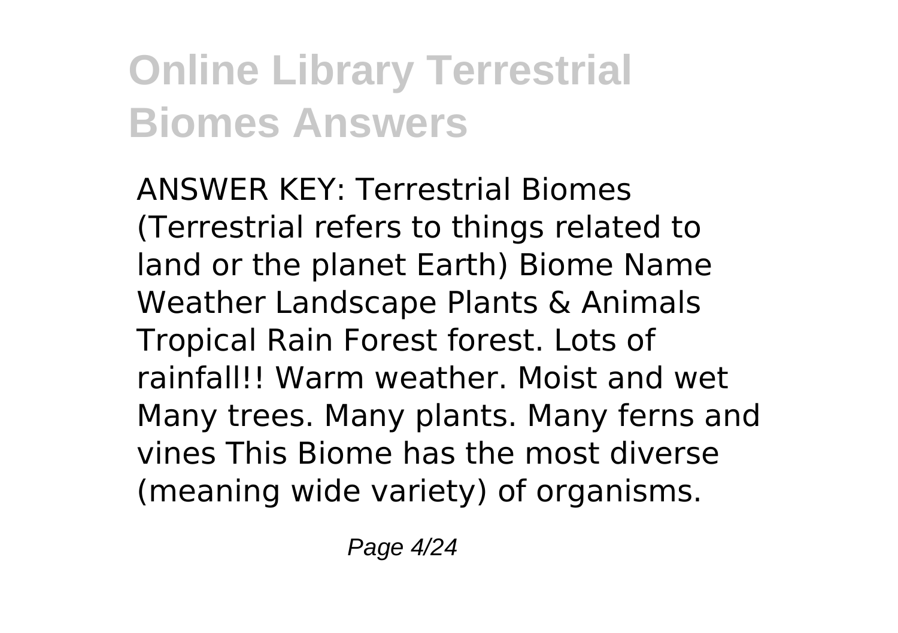# Online Library Terrestrial Biomes Answers

ANSWER KEY: Terrestrial Biomes (Terrestrial refers to things related to land or the planet Earth) Biome Name Weather Landscape Plants & Animals Tropical Rain Forest forest. Lots of rainfall!! Warm weather. Moist and wet Many trees. Many plants. Many ferns and vines This Biome has the most diverse (meaning wide variety) of organisms.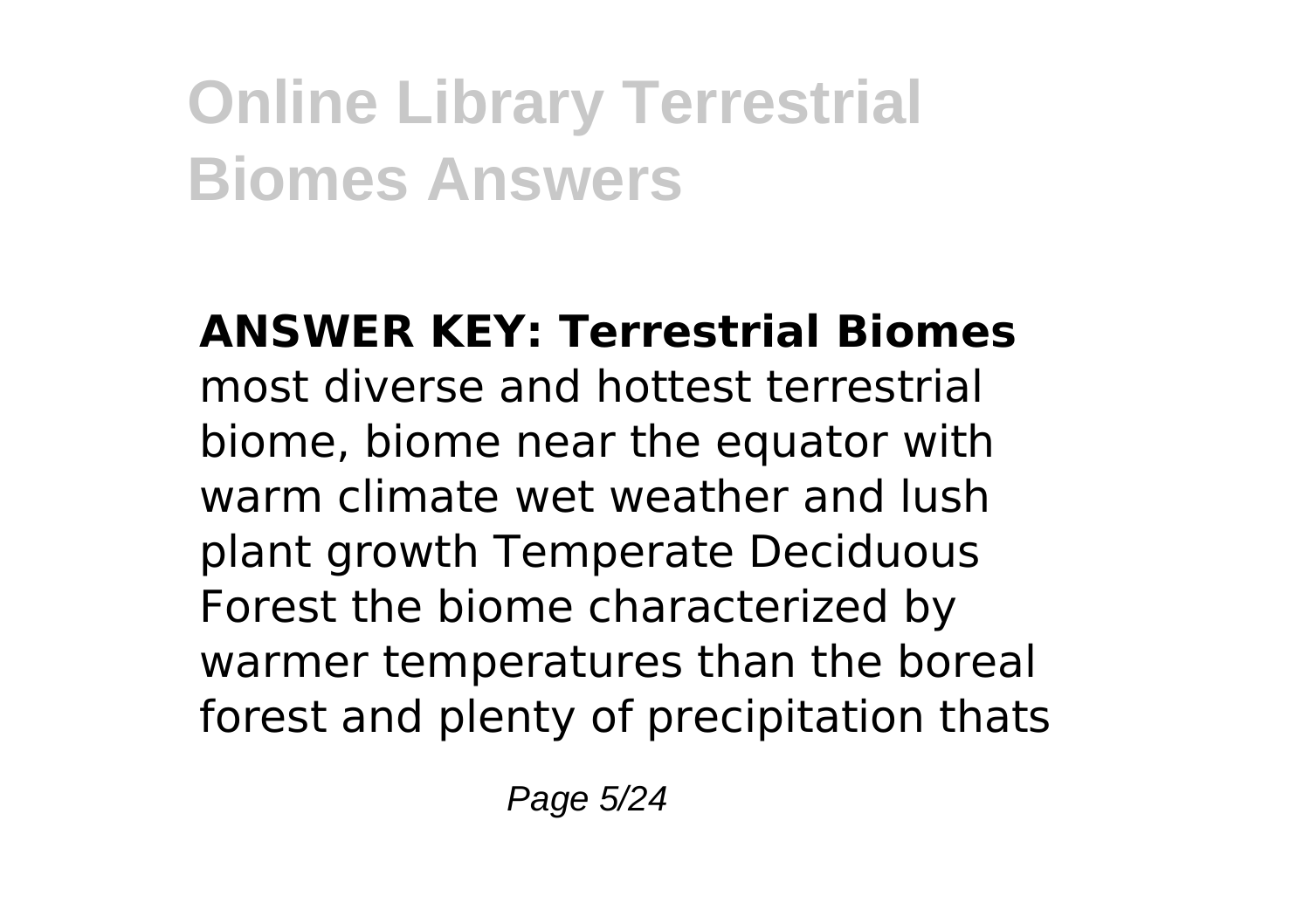**ANSWER KEY: Terrestrial Biomes**

most diverse and hottest terrestrial biome, biome near the equator with warm climate wet weather and lush plant growth Temperate Deciduous Forest the biome characterized by warmer temperatures than the boreal forest and plenty of precipitation thats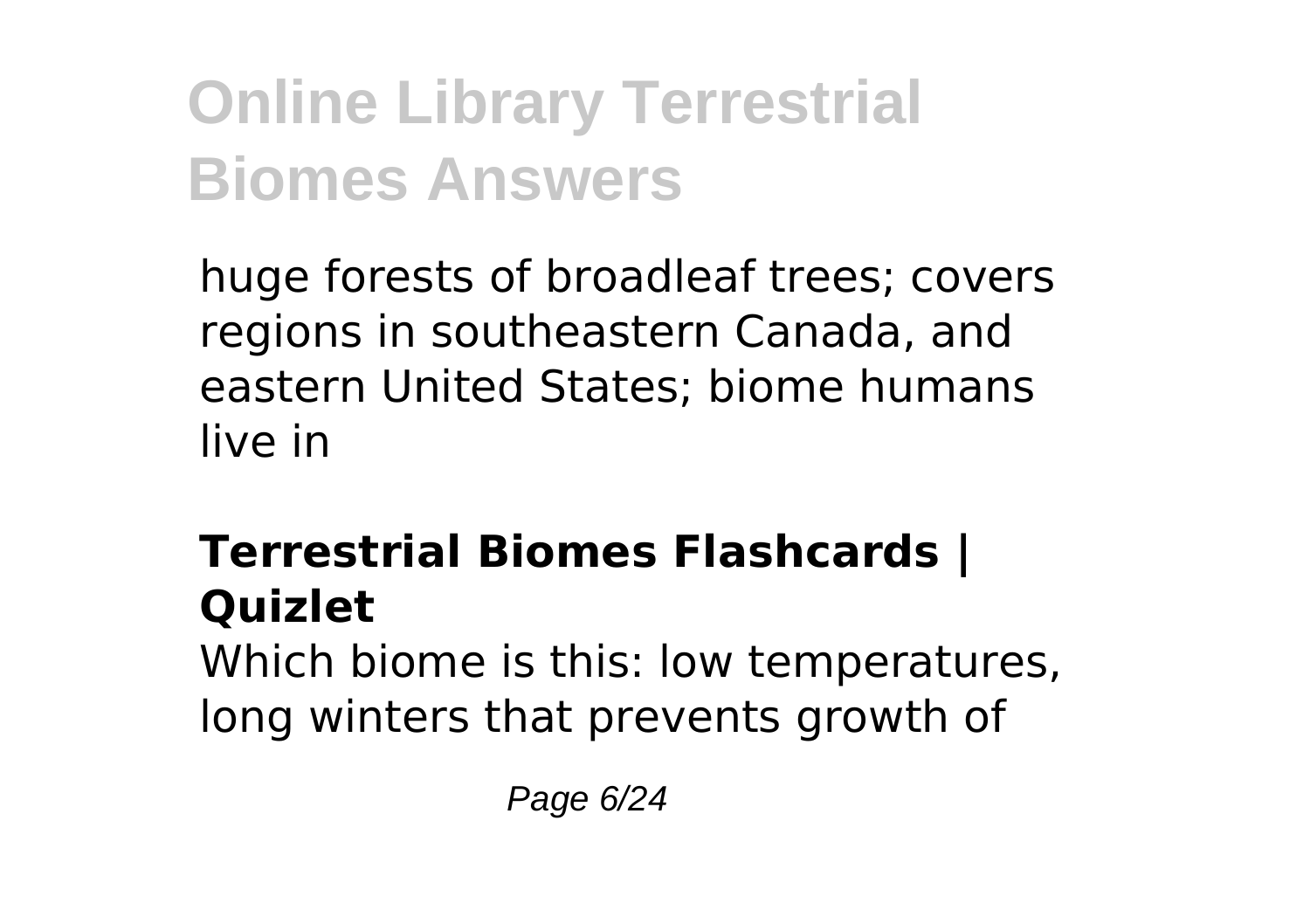huge forests of broadleaf trees; covers regions in southeastern Canada, and eastern United States; biome humans live in

## Terrestrial Biomes Flashcards | Quizlet

Which biome is this: low temperatures, long winters that prevents growth of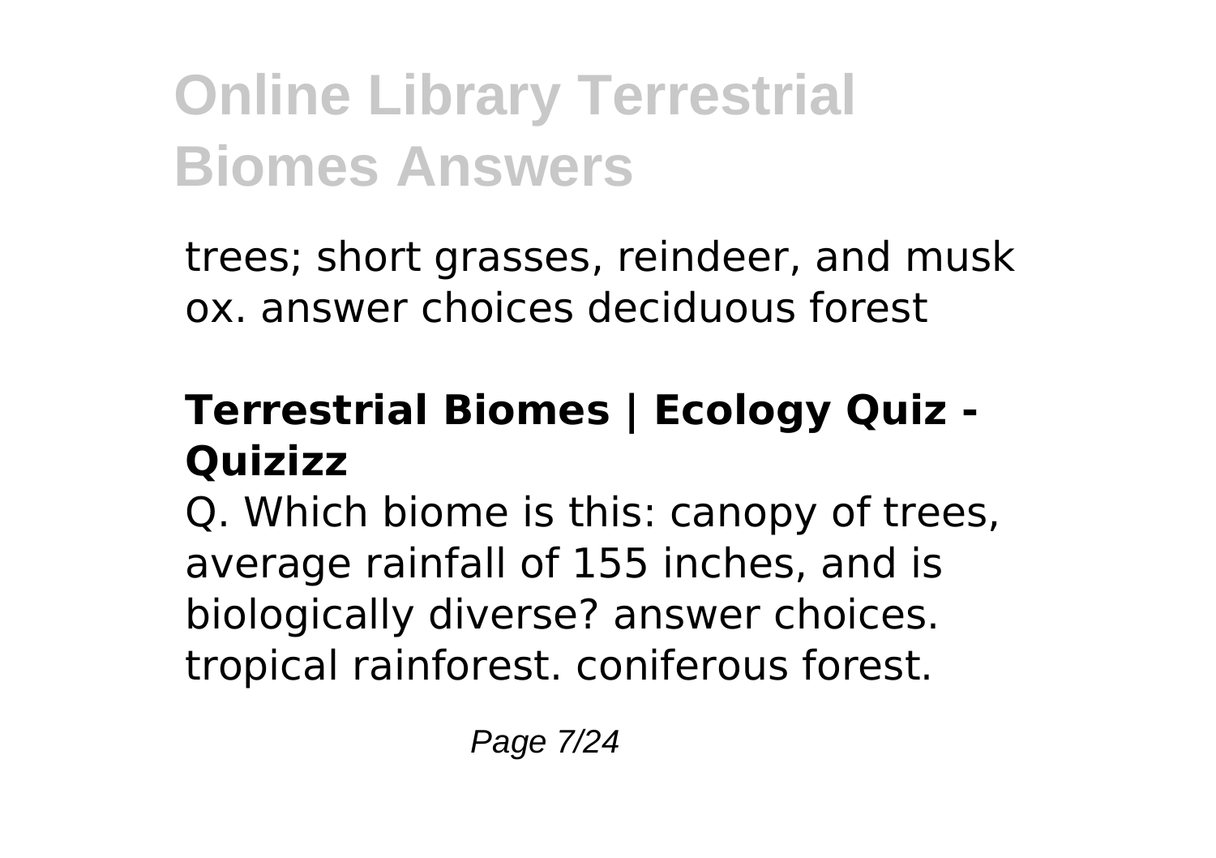trees; short grasses, reindeer, and musk ox. answer choices deciduous forest

## Terrestrial Biomes | Ecology Quiz - Quizizz

Q. Which biome is this: canopy of trees, average rainfall of 155 inches, and is biologically diverse? answer choices. tropical rainforest. coniferous forest.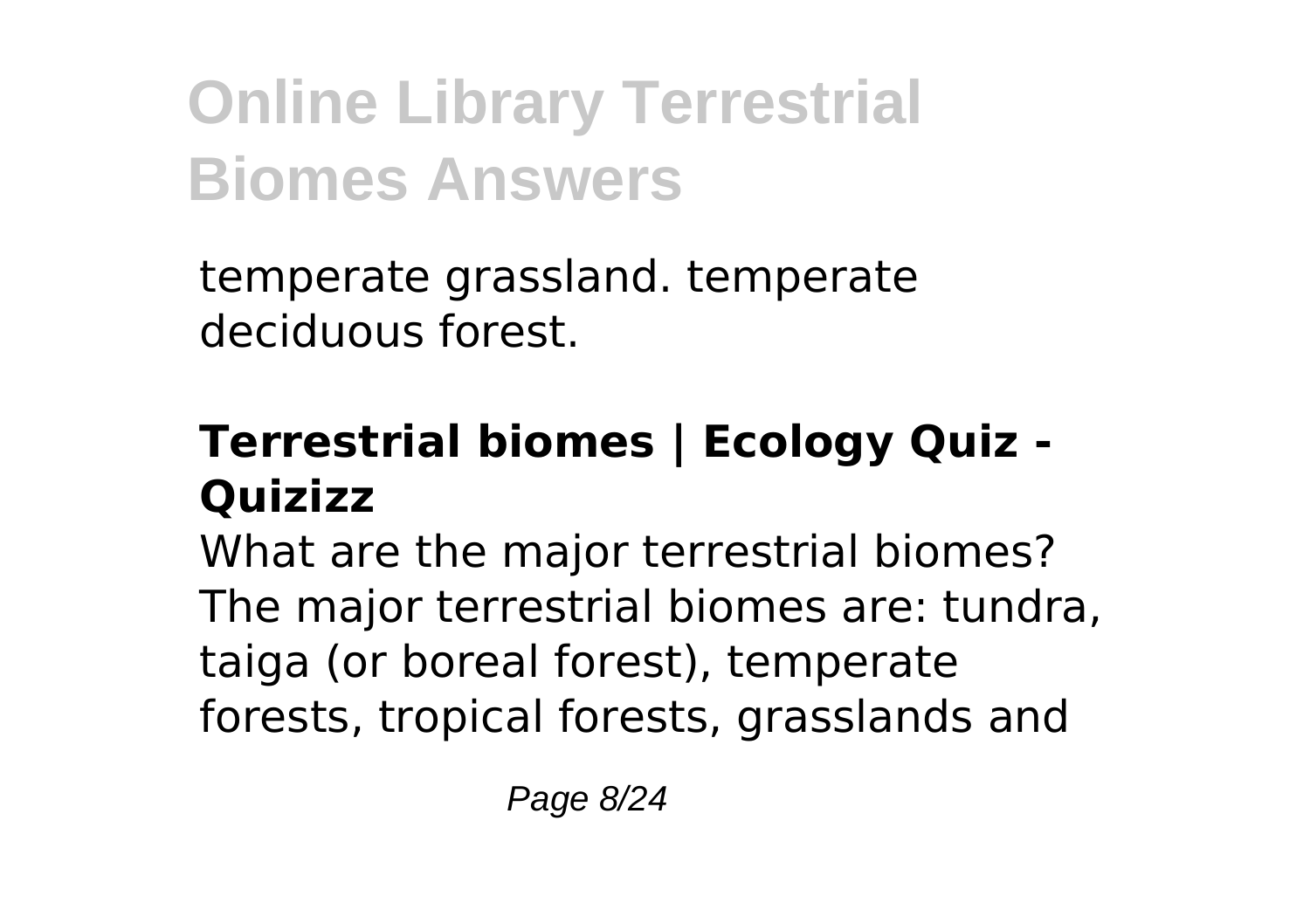temperate grassland. temperate deciduous forest.

### Terrestrial biomes | Ecology Quiz - Quizizz

What are the major terrestrial biomes? The major terrestrial biomes are: tundra, taiga (or boreal forest), temperate forests, tropical forests, grasslands and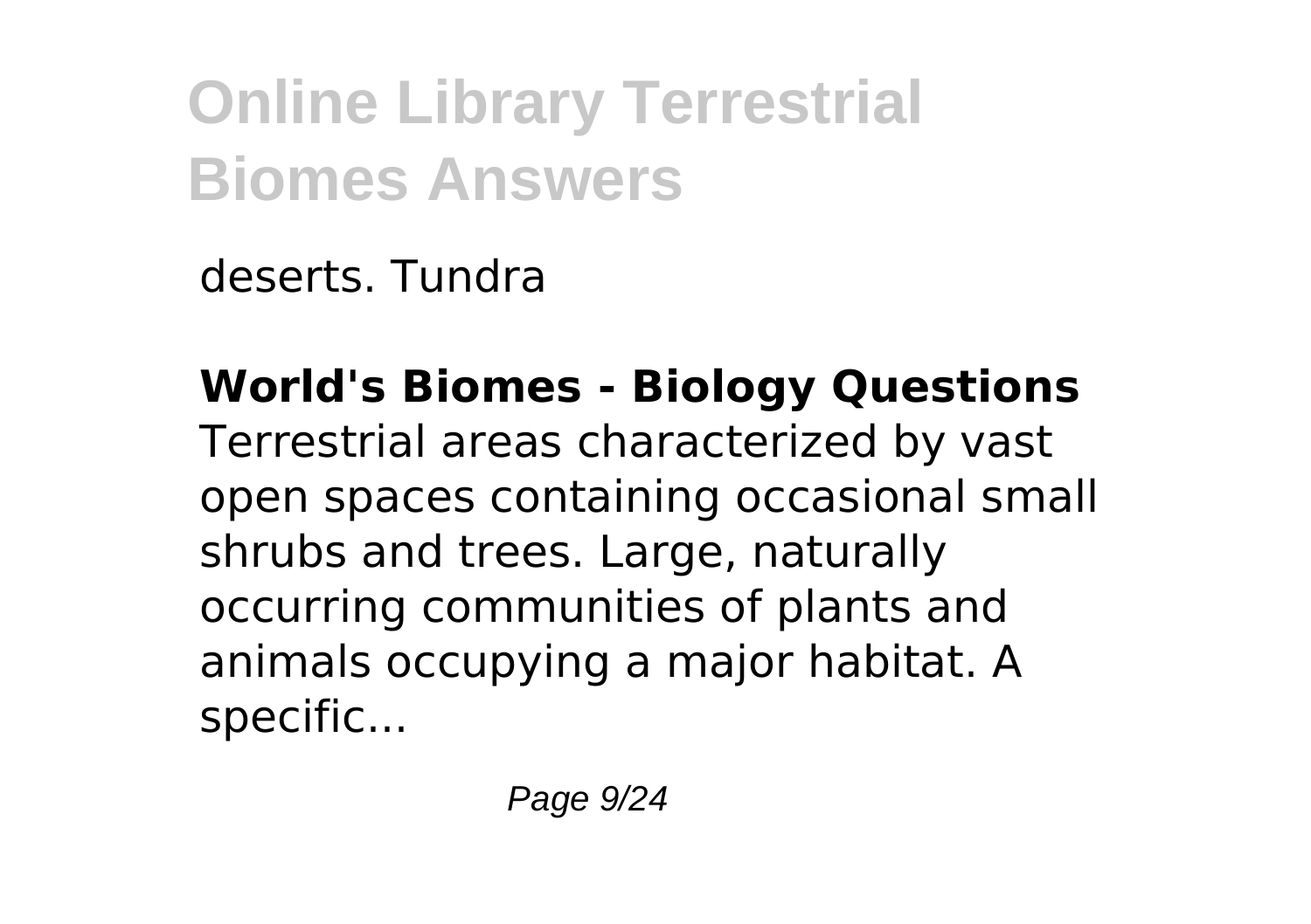deserts. Tundra

**World's Biomes - Biology Questions**
Terrestrial areas characterized by vast open spaces containing occasional small shrubs and trees. Large, naturally occurring communities of plants and animals occupying a major habitat. A specific...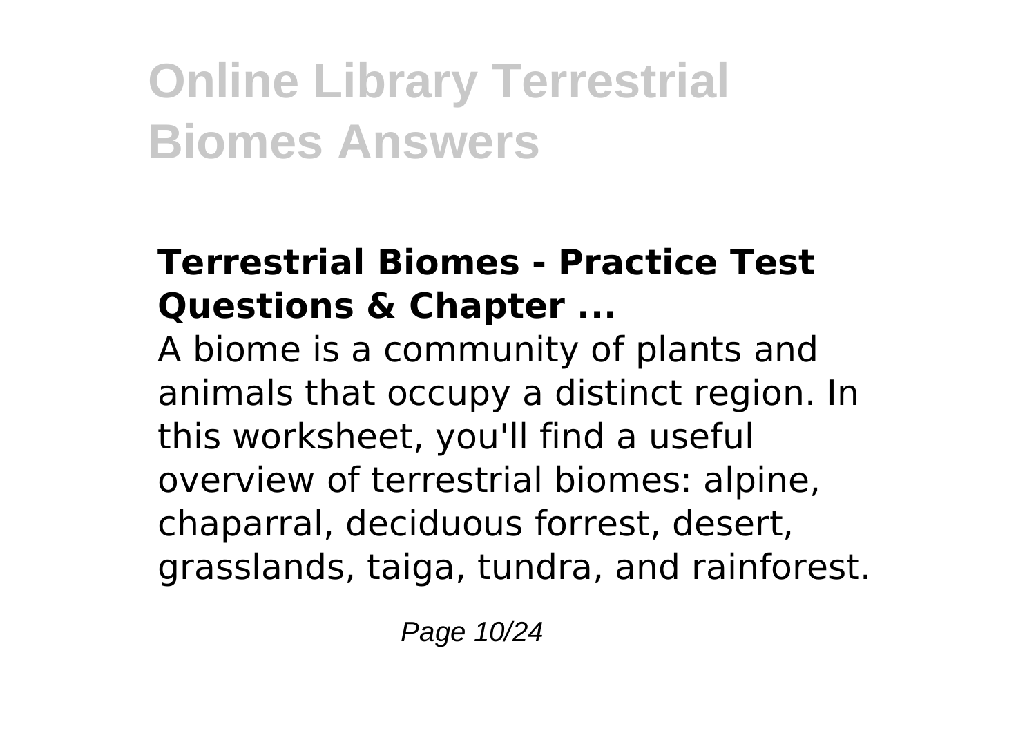### Terrestrial Biomes - Practice Test Questions & Chapter ...

A biome is a community of plants and animals that occupy a distinct region. In this worksheet, you'll find a useful overview of terrestrial biomes: alpine, chaparral, deciduous forrest, desert, grasslands, taiga, tundra, and rainforest.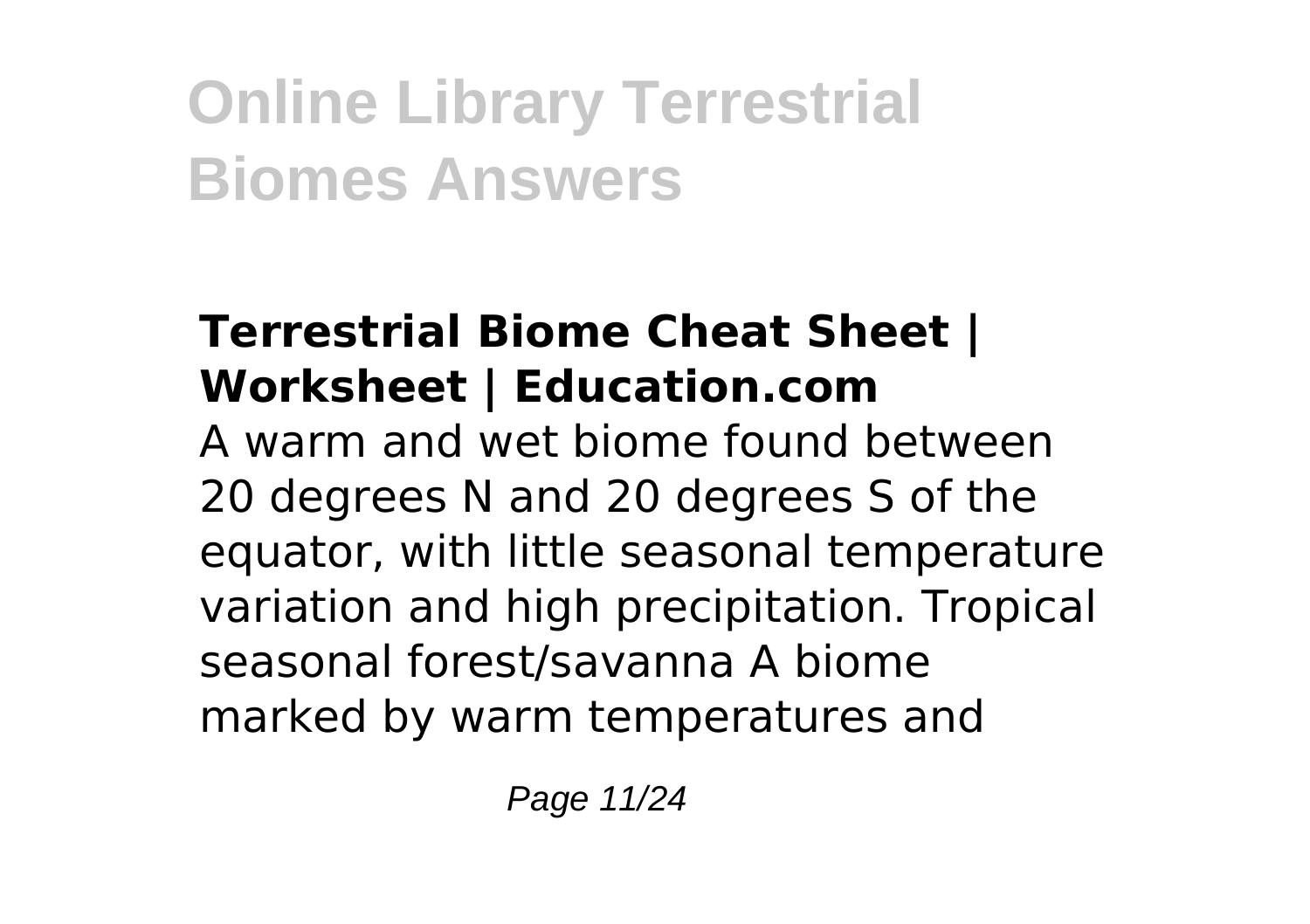## Terrestrial Biome Cheat Sheet | Worksheet | Education.com

A warm and wet biome found between 20 degrees N and 20 degrees S of the equator, with little seasonal temperature variation and high precipitation. Tropical seasonal forest/savanna A biome marked by warm temperatures and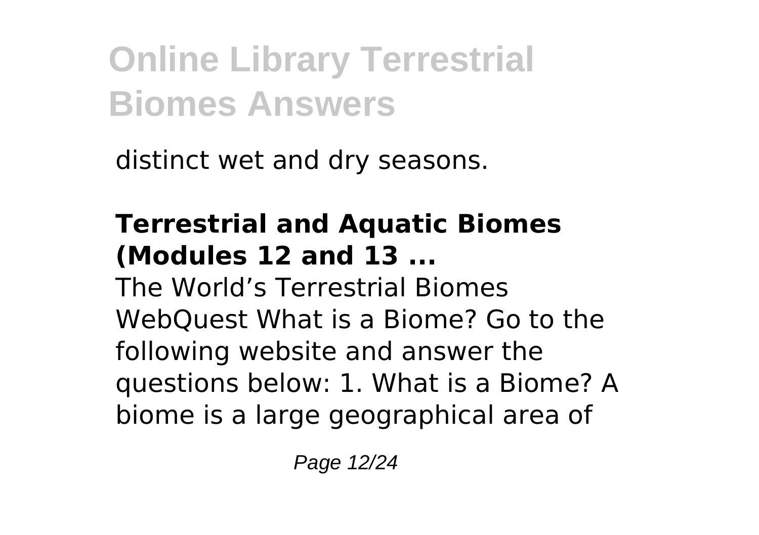distinct wet and dry seasons.

**Terrestrial and Aquatic Biomes (Modules 12 and 13 ...**

The World's Terrestrial Biomes WebQuest What is a Biome? Go to the following website and answer the questions below: 1. What is a Biome? A biome is a large geographical area of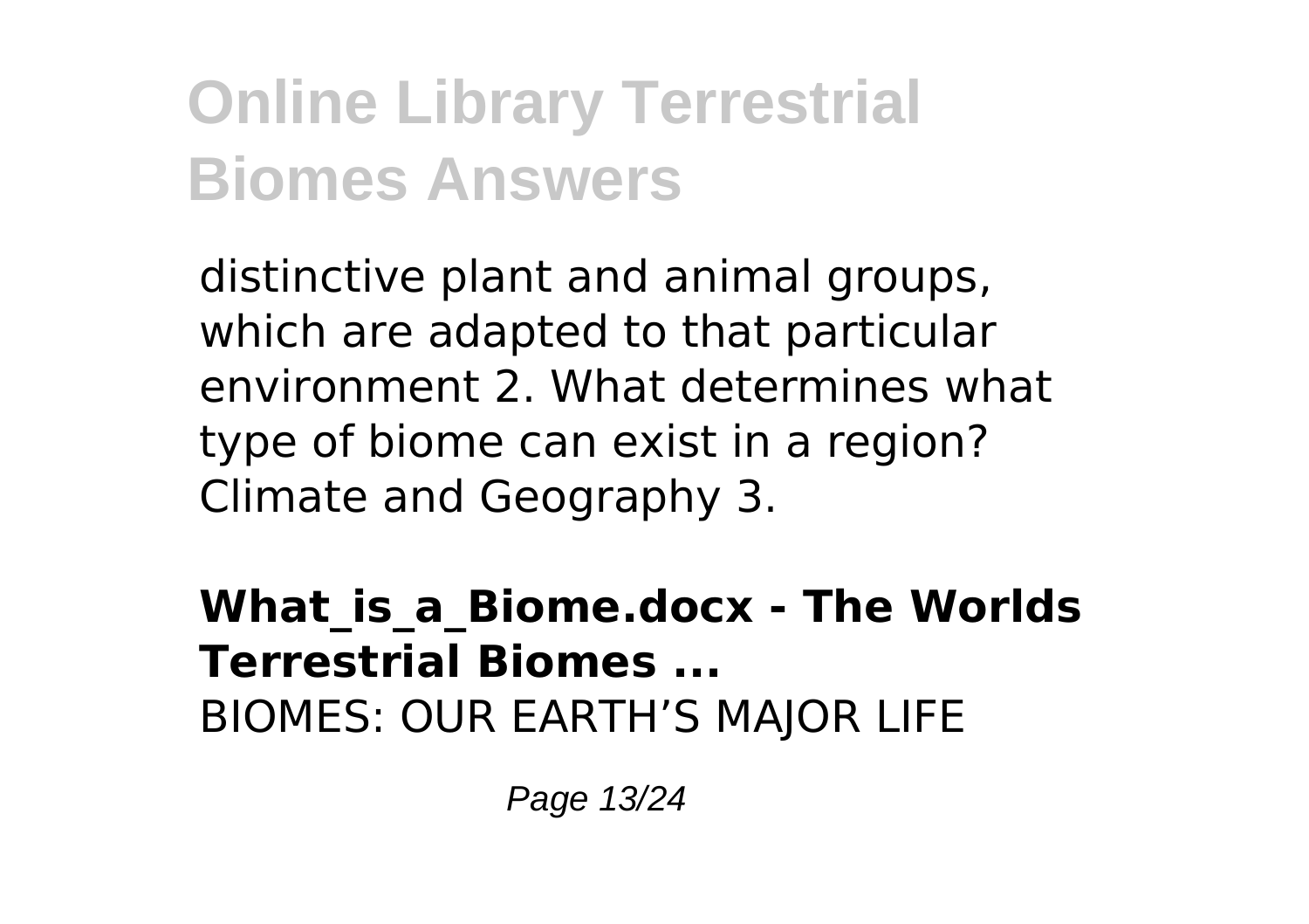distinctive plant and animal groups, which are adapted to that particular environment 2. What determines what type of biome can exist in a region? Climate and Geography 3.

**What_is_a_Biome.docx - The Worlds Terrestrial Biomes ...**

BIOMES: OUR EARTH'S MAJOR LIFE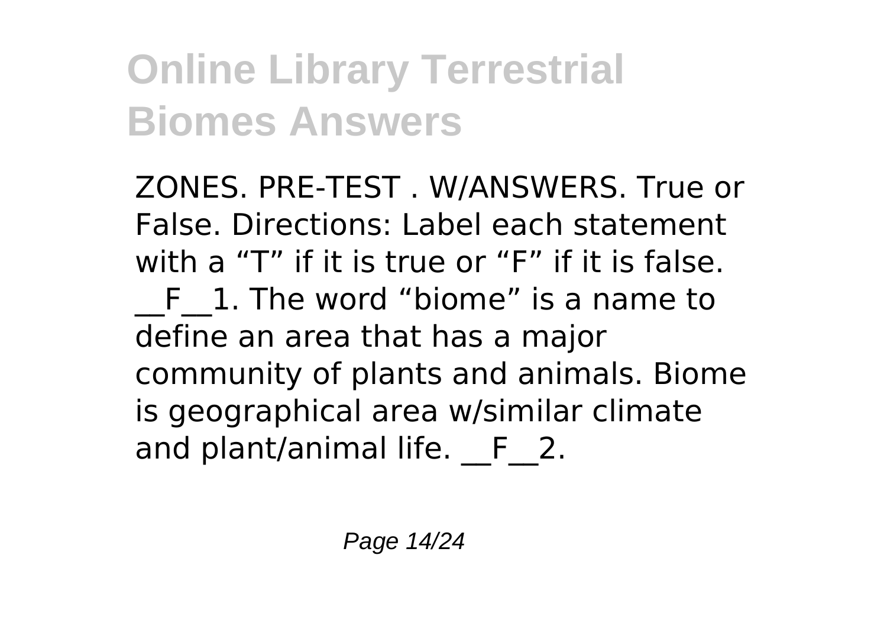ZONES. PRE-TEST . W/ANSWERS. True or False. Directions: Label each statement with a "T" if it is true or "F" if it is false. __F__1. The word "biome" is a name to define an area that has a major community of plants and animals. Biome is geographical area w/similar climate and plant/animal life. __F__2.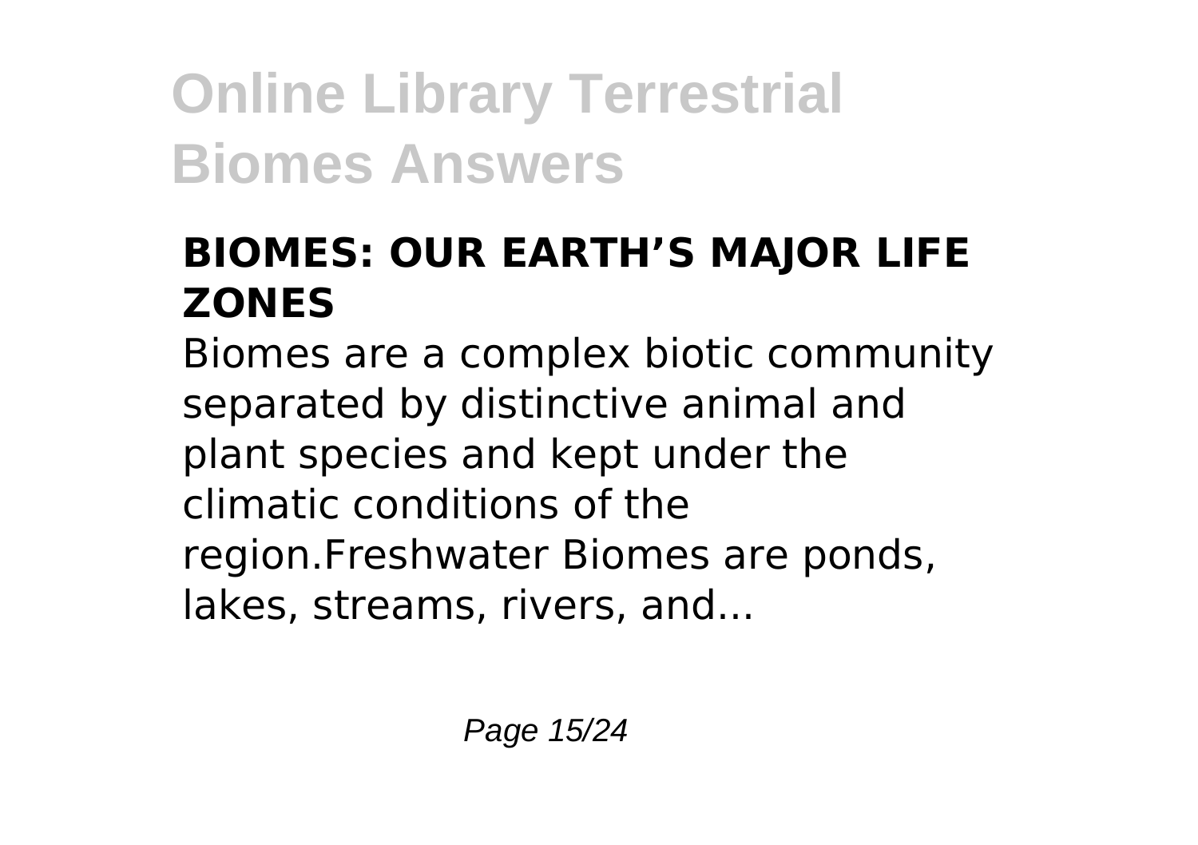### BIOMES: OUR EARTH'S MAJOR LIFE ZONES

Biomes are a complex biotic community separated by distinctive animal and plant species and kept under the climatic conditions of the region.Freshwater Biomes are ponds, lakes, streams, rivers, and...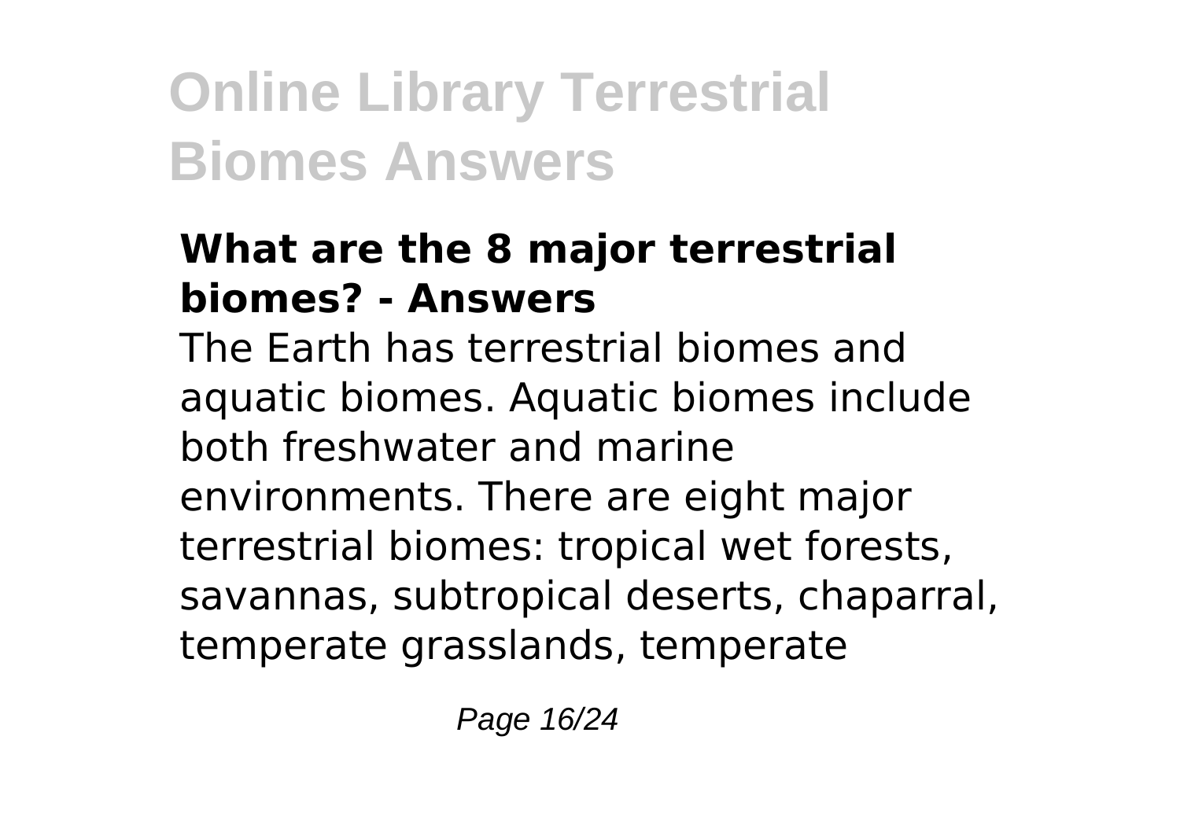### What are the 8 major terrestrial biomes? - Answers

The Earth has terrestrial biomes and aquatic biomes. Aquatic biomes include both freshwater and marine environments. There are eight major terrestrial biomes: tropical wet forests, savannas, subtropical deserts, chaparral, temperate grasslands, temperate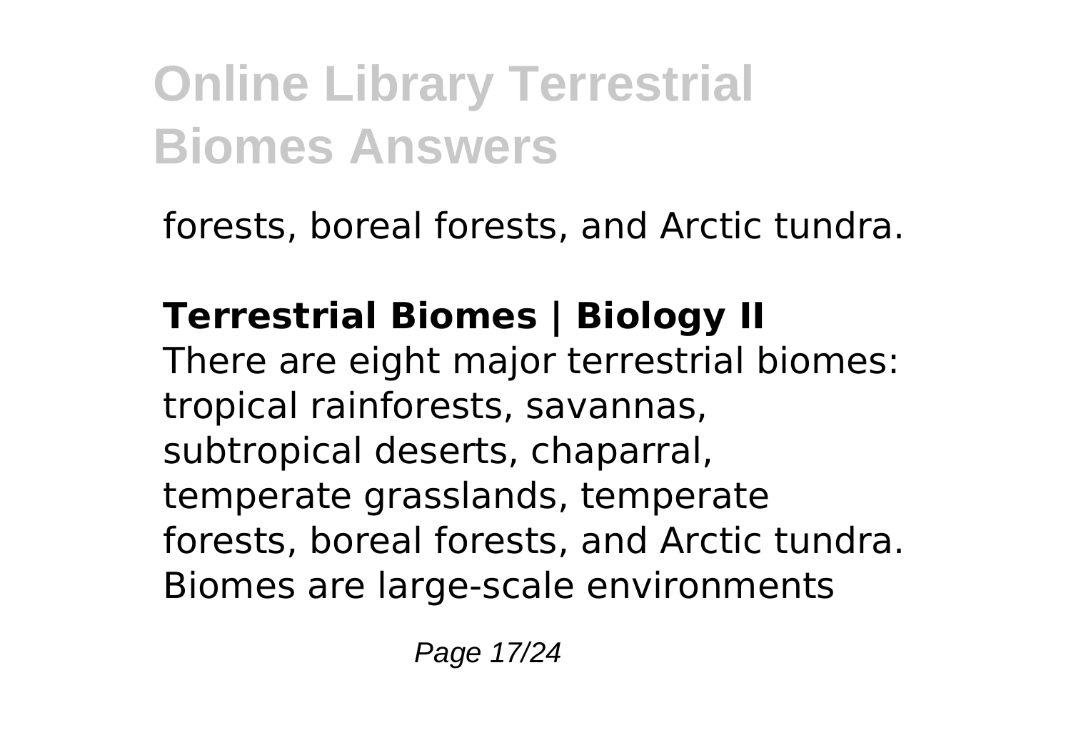forests, boreal forests, and Arctic tundra.

**Terrestrial Biomes | Biology II**

There are eight major terrestrial biomes: tropical rainforests, savannas, subtropical deserts, chaparral, temperate grasslands, temperate forests, boreal forests, and Arctic tundra. Biomes are large-scale environments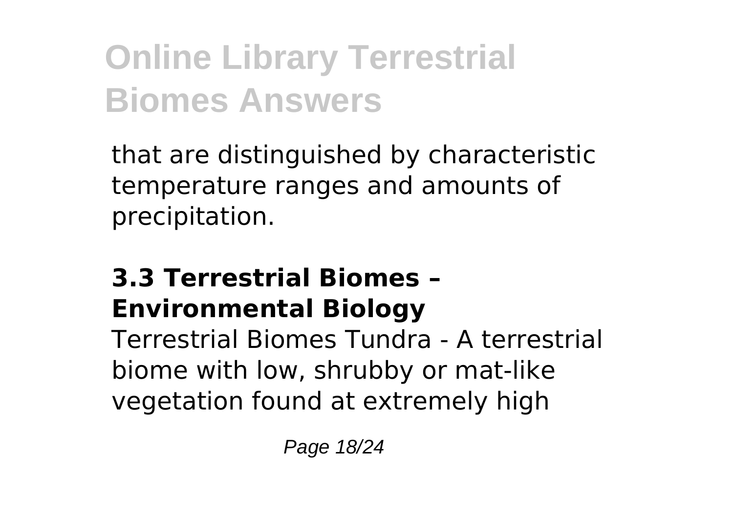that are distinguished by characteristic temperature ranges and amounts of precipitation.

### 3.3 Terrestrial Biomes – Environmental Biology

Terrestrial Biomes Tundra - A terrestrial biome with low, shrubby or mat-like vegetation found at extremely high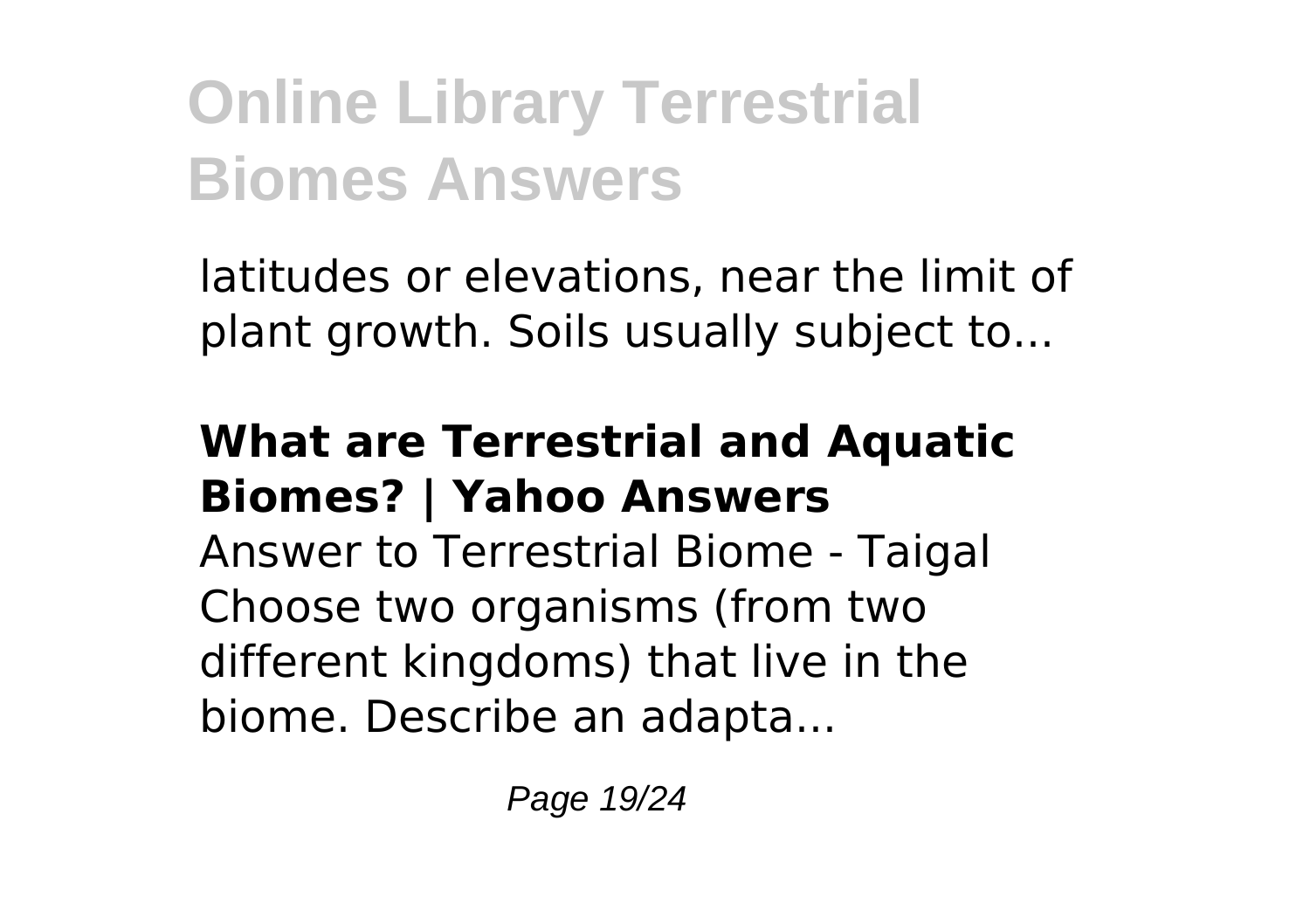latitudes or elevations, near the limit of plant growth. Soils usually subject to...

**What are Terrestrial and Aquatic Biomes? | Yahoo Answers**

Answer to Terrestrial Biome - Taigal Choose two organisms (from two different kingdoms) that live in the biome. Describe an adapta...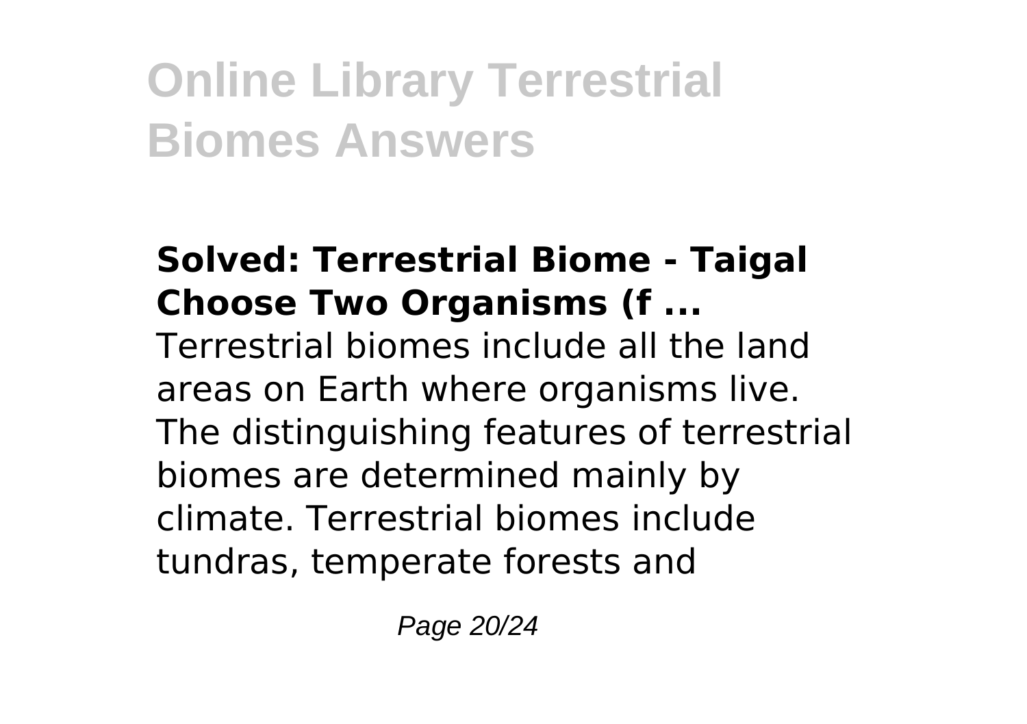### Solved: Terrestrial Biome - Taigal Choose Two Organisms (f ...

Terrestrial biomes include all the land areas on Earth where organisms live. The distinguishing features of terrestrial biomes are determined mainly by climate. Terrestrial biomes include tundras, temperate forests and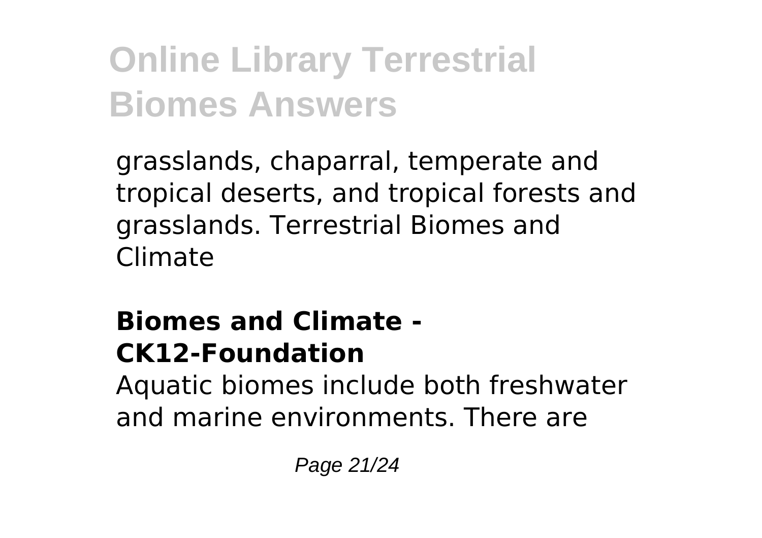grasslands, chaparral, temperate and tropical deserts, and tropical forests and grasslands. Terrestrial Biomes and Climate

## Biomes and Climate - CK12-Foundation

Aquatic biomes include both freshwater and marine environments. There are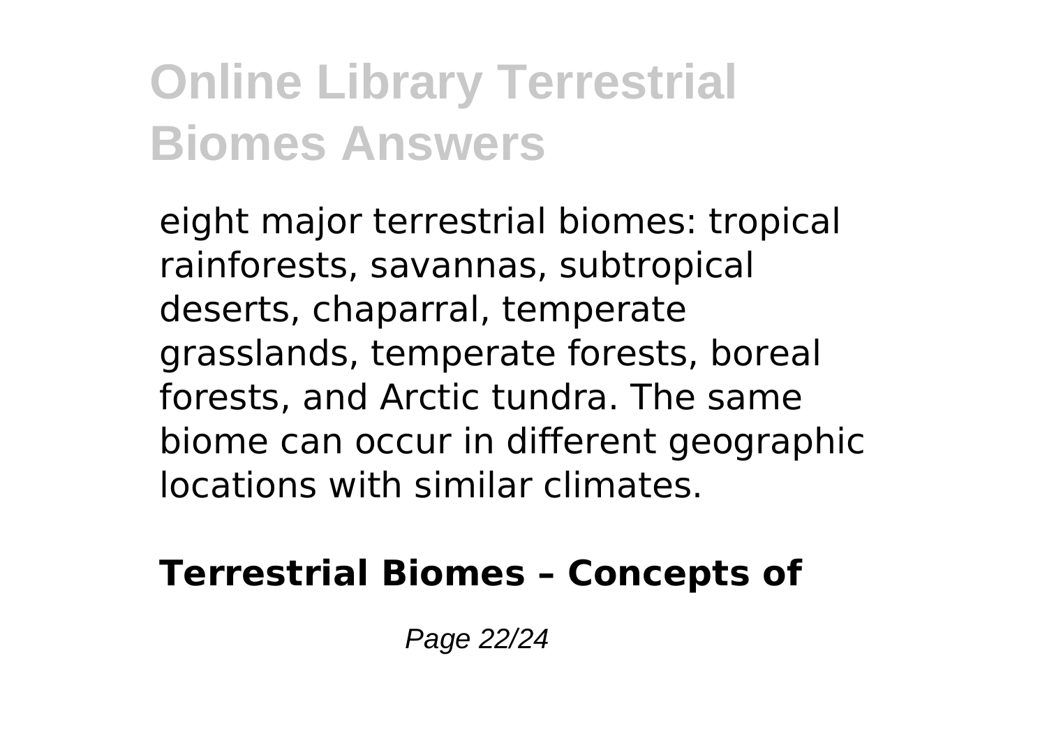eight major terrestrial biomes: tropical rainforests, savannas, subtropical deserts, chaparral, temperate grasslands, temperate forests, boreal forests, and Arctic tundra. The same biome can occur in different geographic locations with similar climates.

**Terrestrial Biomes – Concepts of**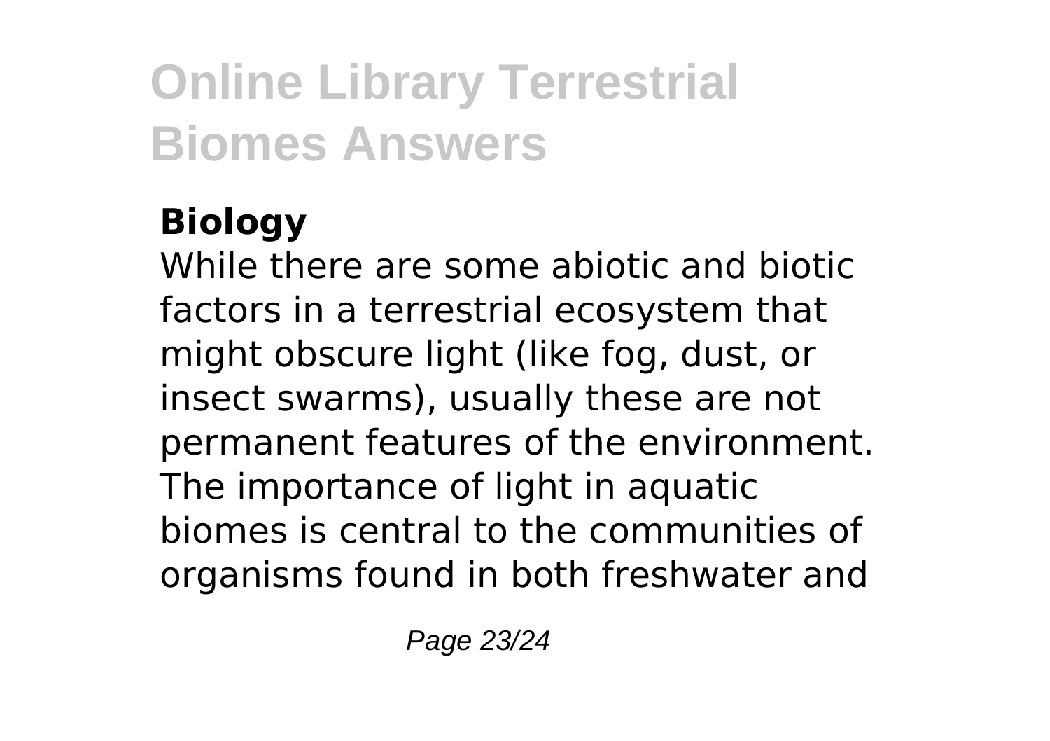### Biology

While there are some abiotic and biotic factors in a terrestrial ecosystem that might obscure light (like fog, dust, or insect swarms), usually these are not permanent features of the environment. The importance of light in aquatic biomes is central to the communities of organisms found in both freshwater and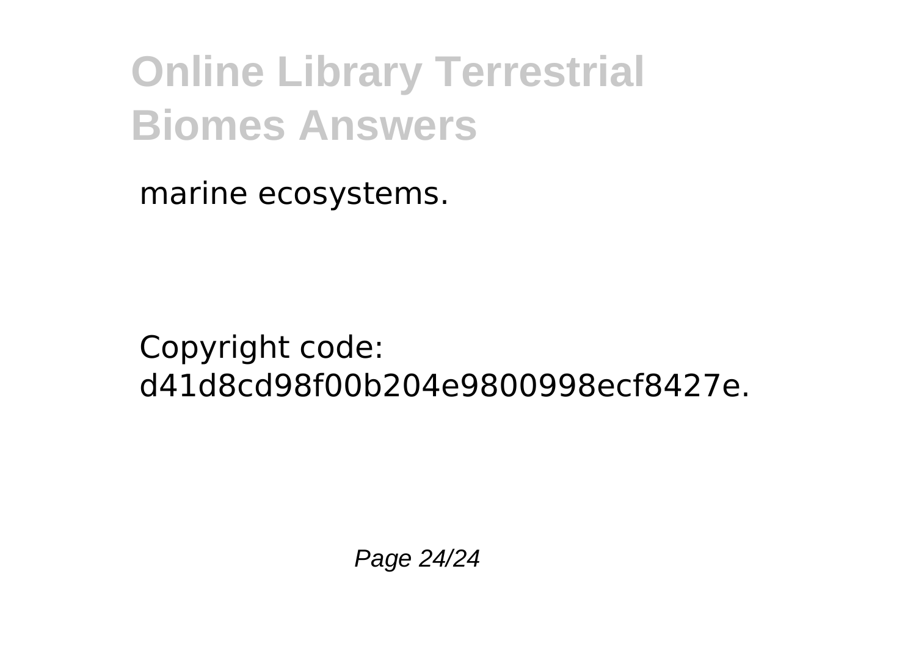marine ecosystems.

Copyright code: d41d8cd98f00b204e9800998ecf8427e.